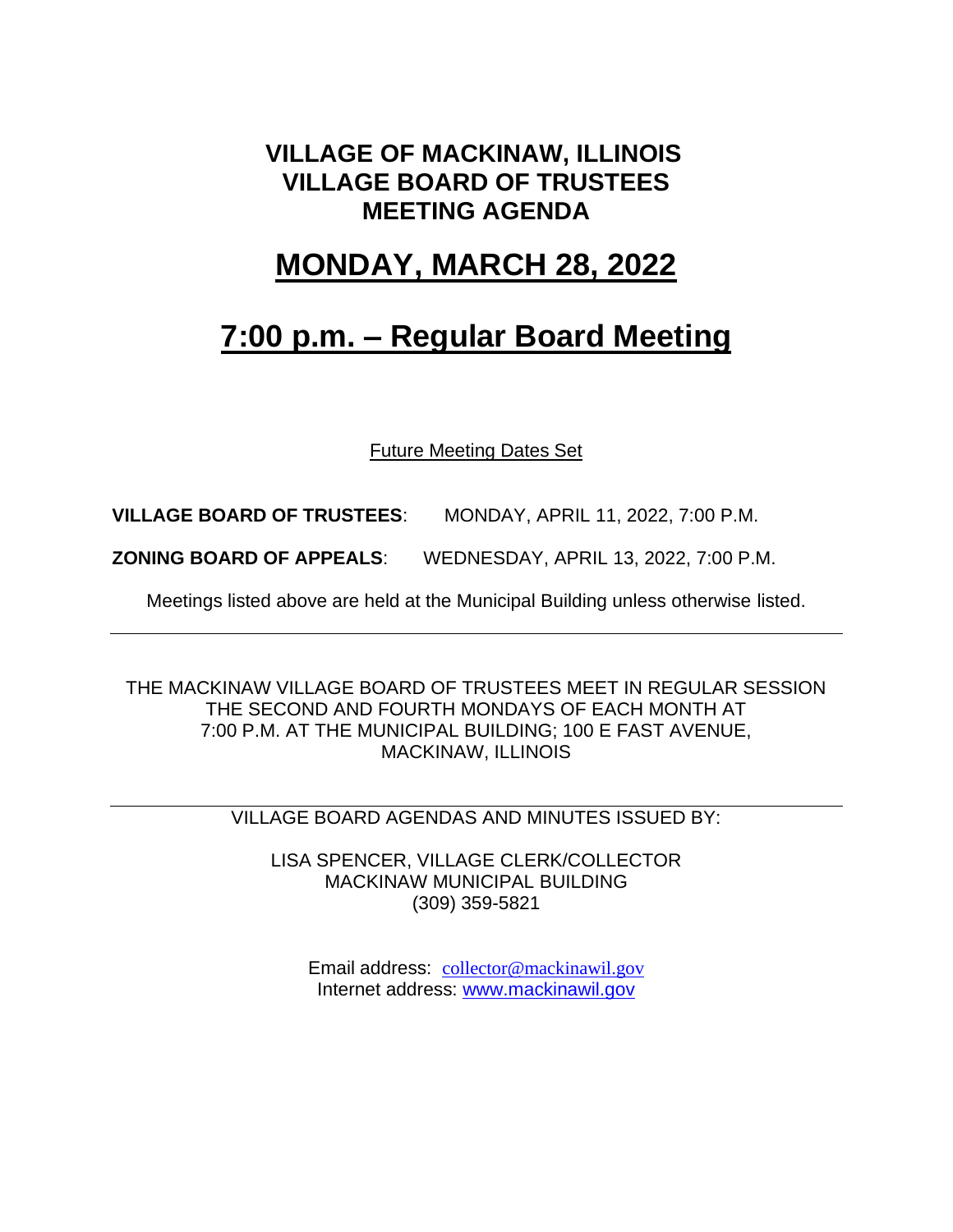# VILLAGE OF MACKINAW, ILLINOIS
# VILLAGE BOARD OF TRUSTEES
# MEETING AGENDA

## MONDAY, MARCH 28, 2022

## 7:00 p.m. – Regular Board Meeting

Future Meeting Dates Set

**VILLAGE BOARD OF TRUSTEES**: MONDAY, APRIL 11, 2022, 7:00 P.M.

**ZONING BOARD OF APPEALS**: WEDNESDAY, APRIL 13, 2022, 7:00 P.M.

Meetings listed above are held at the Municipal Building unless otherwise listed.

---

THE MACKINAW VILLAGE BOARD OF TRUSTEES MEET IN REGULAR SESSION THE SECOND AND FOURTH MONDAYS OF EACH MONTH AT 7:00 P.M. AT THE MUNICIPAL BUILDING; 100 E FAST AVENUE, MACKINAW, ILLINOIS

---

VILLAGE BOARD AGENDAS AND MINUTES ISSUED BY:

LISA SPENCER, VILLAGE CLERK/COLLECTOR
MACKINAW MUNICIPAL BUILDING
(309) 359-5821

Email address: collector@mackinawil.gov
Internet address: www.mackinawil.gov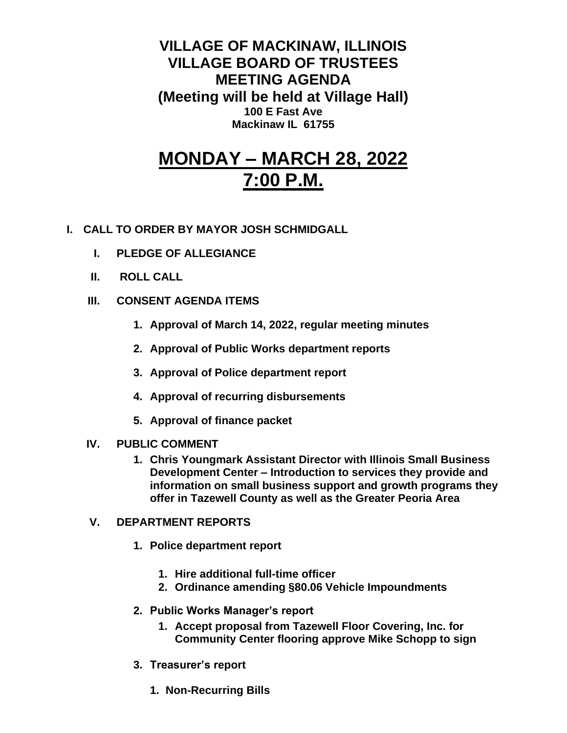# VILLAGE OF MACKINAW, ILLINOIS
# VILLAGE BOARD OF TRUSTEES
# MEETING AGENDA
## (Meeting will be held at Village Hall)
**100 E Fast Ave**
**Mackinaw IL 61755**

# MONDAY – MARCH 28, 2022
# 7:00 P.M.

**I. CALL TO ORDER BY MAYOR JOSH SCHMIDGALL**

- **I. PLEDGE OF ALLEGIANCE**
- **II. ROLL CALL**
- **III. CONSENT AGENDA ITEMS**
  1. **Approval of March 14, 2022, regular meeting minutes**
  2. **Approval of Public Works department reports**
  3. **Approval of Police department report**
  4. **Approval of recurring disbursements**
  5. **Approval of finance packet**
- **IV. PUBLIC COMMENT**
  1. **Chris Youngmark Assistant Director with Illinois Small Business Development Center – Introduction to services they provide and information on small business support and growth programs they offer in Tazewell County as well as the Greater Peoria Area**
- **V. DEPARTMENT REPORTS**
  1. **Police department report**
     1. **Hire additional full-time officer**
     2. **Ordinance amending §80.06 Vehicle Impoundments**
  2. **Public Works Manager's report**
     1. **Accept proposal from Tazewell Floor Covering, Inc. for Community Center flooring approve Mike Schopp to sign**
  3. **Treasurer's report**
     1. **Non-Recurring Bills**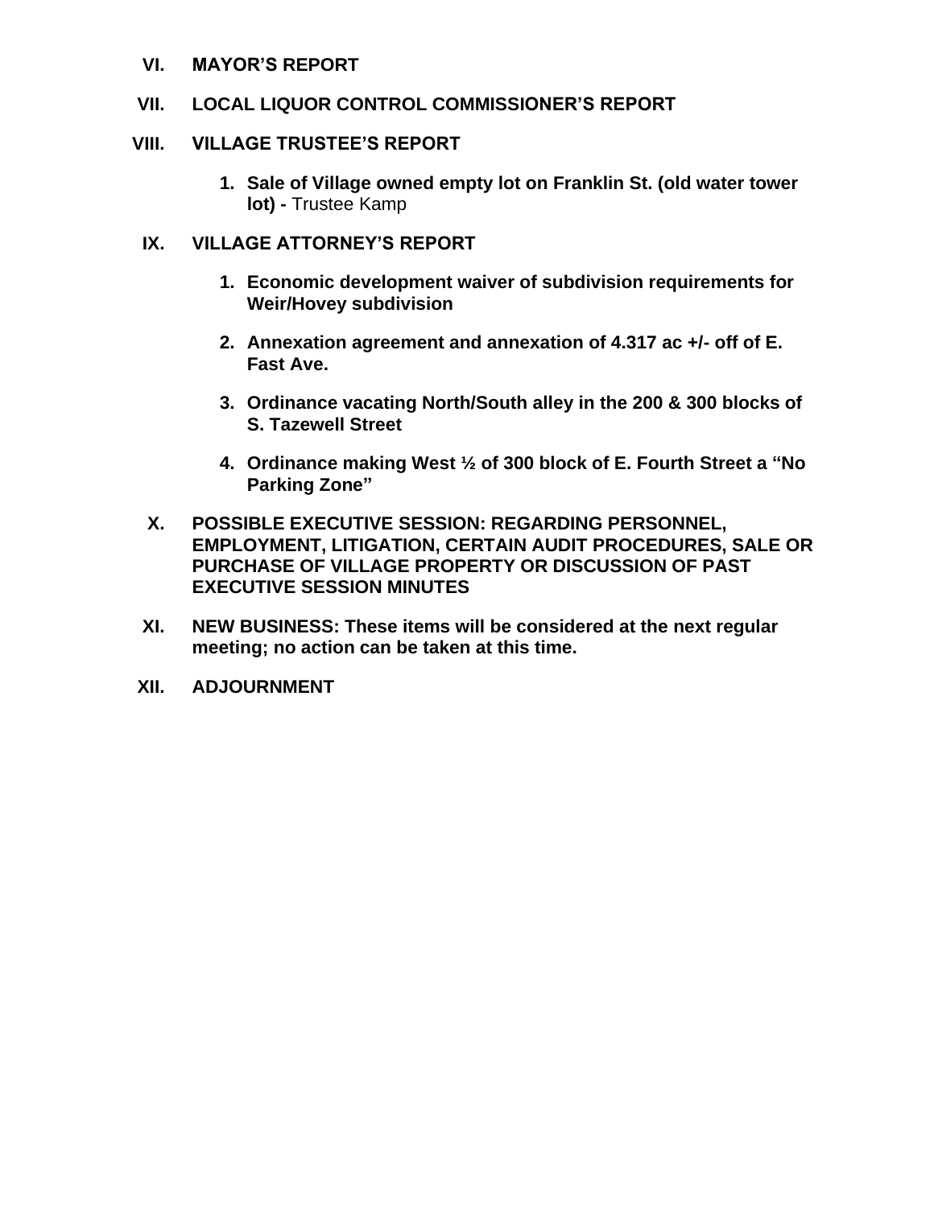**VI. MAYOR'S REPORT**

**VII. LOCAL LIQUOR CONTROL COMMISSIONER'S REPORT**

**VIII. VILLAGE TRUSTEE'S REPORT**

1. **Sale of Village owned empty lot on Franklin St. (old water tower lot) -** Trustee Kamp

**IX. VILLAGE ATTORNEY'S REPORT**

1. **Economic development waiver of subdivision requirements for Weir/Hovey subdivision**
2. **Annexation agreement and annexation of 4.317 ac +/- off of E. Fast Ave.**
3. **Ordinance vacating North/South alley in the 200 & 300 blocks of S. Tazewell Street**
4. **Ordinance making West ½ of 300 block of E. Fourth Street a "No Parking Zone"**

**X. POSSIBLE EXECUTIVE SESSION: REGARDING PERSONNEL, EMPLOYMENT, LITIGATION, CERTAIN AUDIT PROCEDURES, SALE OR PURCHASE OF VILLAGE PROPERTY OR DISCUSSION OF PAST EXECUTIVE SESSION MINUTES**

**XI. NEW BUSINESS: These items will be considered at the next regular meeting; no action can be taken at this time.**

**XII. ADJOURNMENT**